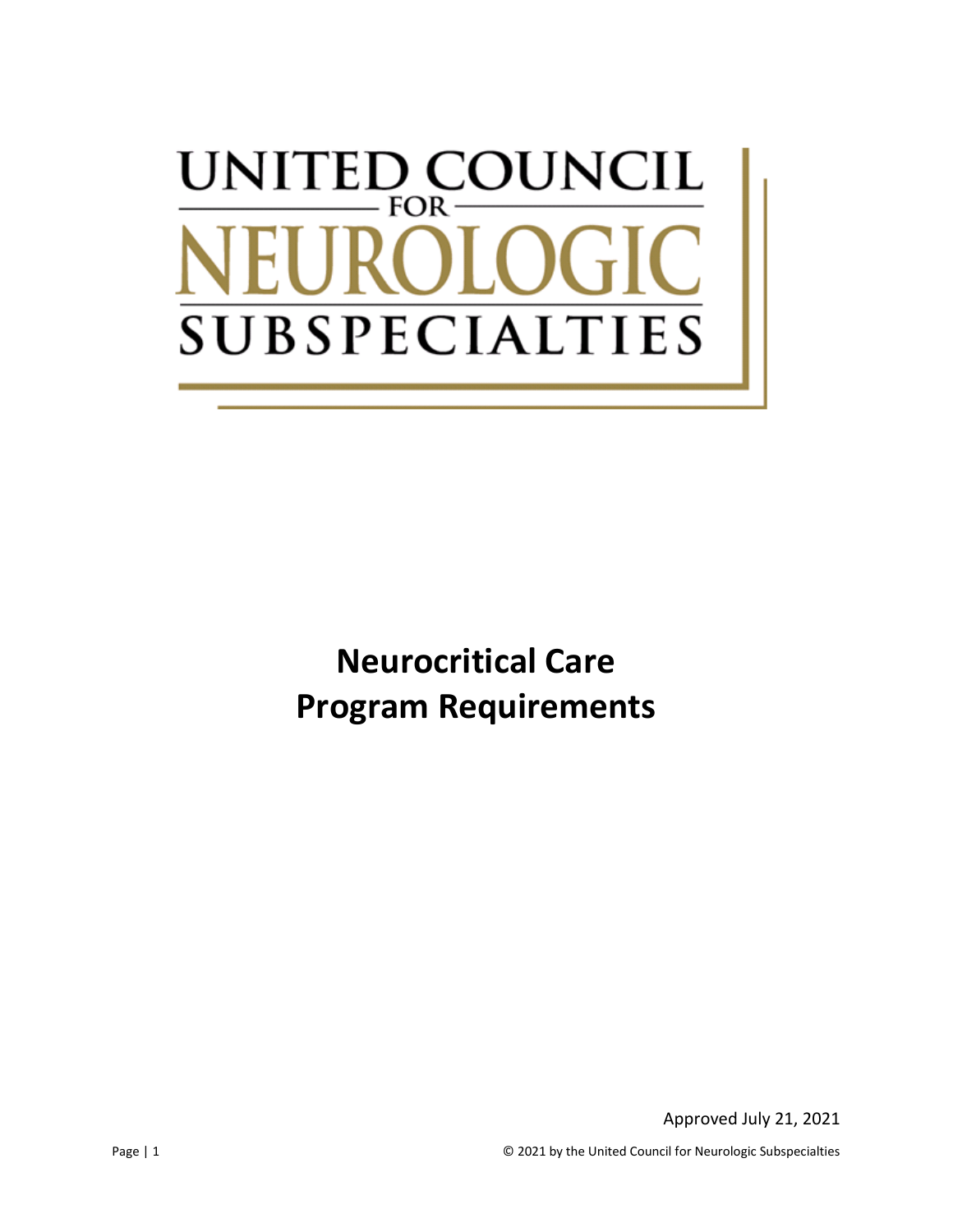UNITED COUNCIL FOR NEUROLOGIC SUBSPECIALTIES

# Neurocritical Care Program Requirements

Approved July 21, 2021

© 2021 by the United Council for Neurologic Subspecialties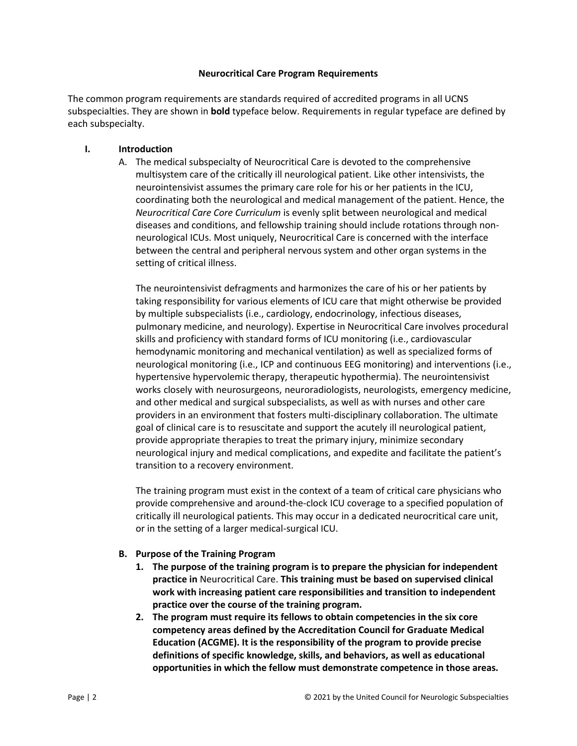**Neurocritical Care Program Requirements**

The common program requirements are standards required of accredited programs in all UCNS subspecialties. They are shown in **bold** typeface below. Requirements in regular typeface are defined by each subspecialty.

## I. Introduction

A. The medical subspecialty of Neurocritical Care is devoted to the comprehensive multisystem care of the critically ill neurological patient. Like other intensivists, the neurointensivist assumes the primary care role for his or her patients in the ICU, coordinating both the neurological and medical management of the patient. Hence, the *Neurocritical Care Core Curriculum* is evenly split between neurological and medical diseases and conditions, and fellowship training should include rotations through non-neurological ICUs. Most uniquely, Neurocritical Care is concerned with the interface between the central and peripheral nervous system and other organ systems in the setting of critical illness.

The neurointensivist defragments and harmonizes the care of his or her patients by taking responsibility for various elements of ICU care that might otherwise be provided by multiple subspecialists (i.e., cardiology, endocrinology, infectious diseases, pulmonary medicine, and neurology). Expertise in Neurocritical Care involves procedural skills and proficiency with standard forms of ICU monitoring (i.e., cardiovascular hemodynamic monitoring and mechanical ventilation) as well as specialized forms of neurological monitoring (i.e., ICP and continuous EEG monitoring) and interventions (i.e., hypertensive hypervolemic therapy, therapeutic hypothermia). The neurointensivist works closely with neurosurgeons, neuroradiologists, neurologists, emergency medicine, and other medical and surgical subspecialists, as well as with nurses and other care providers in an environment that fosters multi-disciplinary collaboration. The ultimate goal of clinical care is to resuscitate and support the acutely ill neurological patient, provide appropriate therapies to treat the primary injury, minimize secondary neurological injury and medical complications, and expedite and facilitate the patient's transition to a recovery environment.

The training program must exist in the context of a team of critical care physicians who provide comprehensive and around-the-clock ICU coverage to a specified population of critically ill neurological patients. This may occur in a dedicated neurocritical care unit, or in the setting of a larger medical-surgical ICU.

**B. Purpose of the Training Program**

1. **The purpose of the training program is to prepare the physician for independent practice in** Neurocritical Care. **This training must be based on supervised clinical work with increasing patient care responsibilities and transition to independent practice over the course of the training program.**
2. **The program must require its fellows to obtain competencies in the six core competency areas defined by the Accreditation Council for Graduate Medical Education (ACGME). It is the responsibility of the program to provide precise definitions of specific knowledge, skills, and behaviors, as well as educational opportunities in which the fellow must demonstrate competence in those areas.**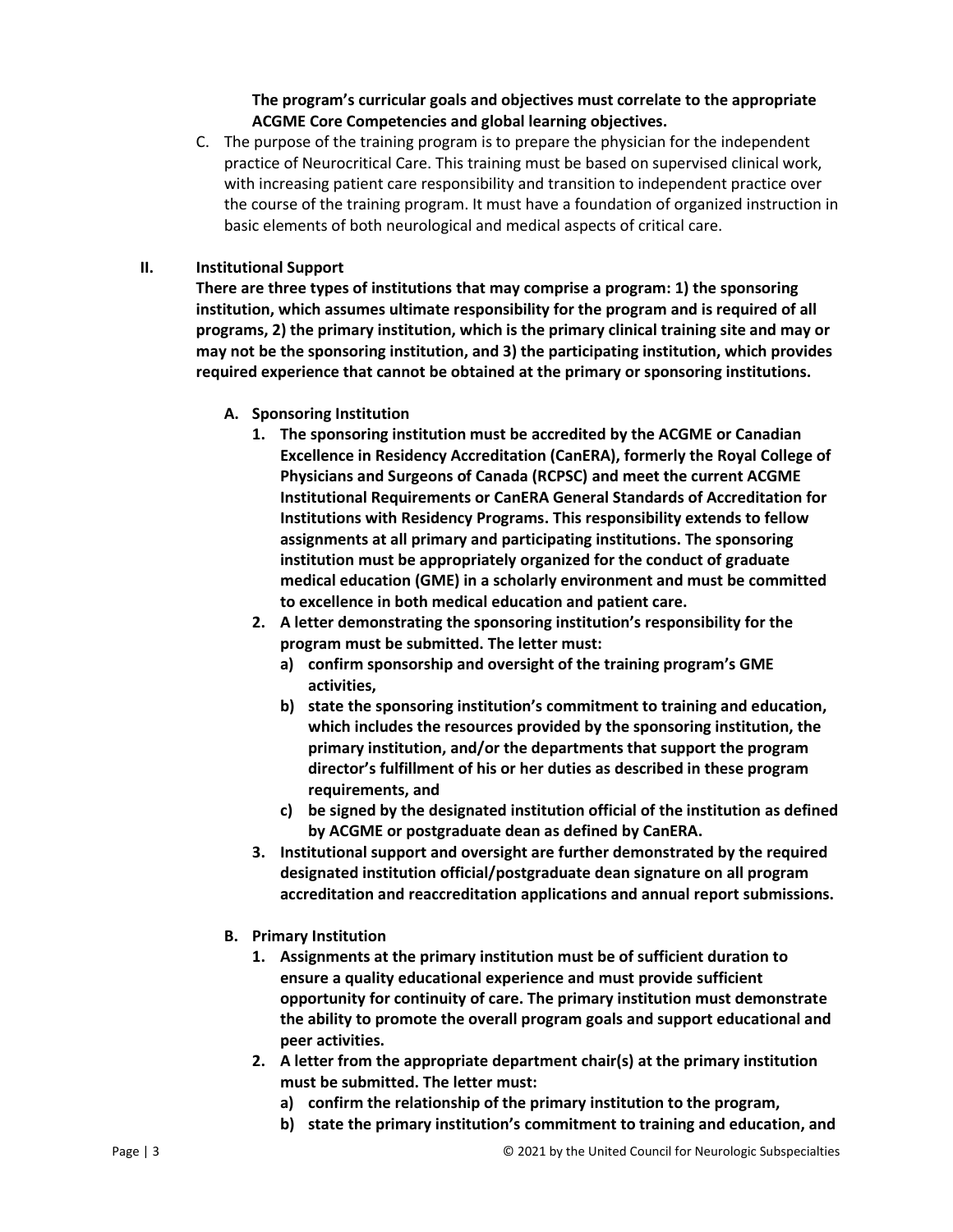**The program's curricular goals and objectives must correlate to the appropriate ACGME Core Competencies and global learning objectives.**

C. The purpose of the training program is to prepare the physician for the independent practice of Neurocritical Care. This training must be based on supervised clinical work, with increasing patient care responsibility and transition to independent practice over the course of the training program. It must have a foundation of organized instruction in basic elements of both neurological and medical aspects of critical care.

## II. Institutional Support

**There are three types of institutions that may comprise a program: 1) the sponsoring institution, which assumes ultimate responsibility for the program and is required of all programs, 2) the primary institution, which is the primary clinical training site and may or may not be the sponsoring institution, and 3) the participating institution, which provides required experience that cannot be obtained at the primary or sponsoring institutions.**

### A. Sponsoring Institution

1. **The sponsoring institution must be accredited by the ACGME or Canadian Excellence in Residency Accreditation (CanERA), formerly the Royal College of Physicians and Surgeons of Canada (RCPSC) and meet the current ACGME Institutional Requirements or CanERA General Standards of Accreditation for Institutions with Residency Programs. This responsibility extends to fellow assignments at all primary and participating institutions. The sponsoring institution must be appropriately organized for the conduct of graduate medical education (GME) in a scholarly environment and must be committed to excellence in both medical education and patient care.**
2. **A letter demonstrating the sponsoring institution's responsibility for the program must be submitted. The letter must:**
   a) **confirm sponsorship and oversight of the training program's GME activities,**
   b) **state the sponsoring institution's commitment to training and education, which includes the resources provided by the sponsoring institution, the primary institution, and/or the departments that support the program director's fulfillment of his or her duties as described in these program requirements, and**
   c) **be signed by the designated institution official of the institution as defined by ACGME or postgraduate dean as defined by CanERA.**
3. **Institutional support and oversight are further demonstrated by the required designated institution official/postgraduate dean signature on all program accreditation and reaccreditation applications and annual report submissions.**

### B. Primary Institution

1. **Assignments at the primary institution must be of sufficient duration to ensure a quality educational experience and must provide sufficient opportunity for continuity of care. The primary institution must demonstrate the ability to promote the overall program goals and support educational and peer activities.**
2. **A letter from the appropriate department chair(s) at the primary institution must be submitted. The letter must:**
   a) **confirm the relationship of the primary institution to the program,**
   b) **state the primary institution's commitment to training and education, and**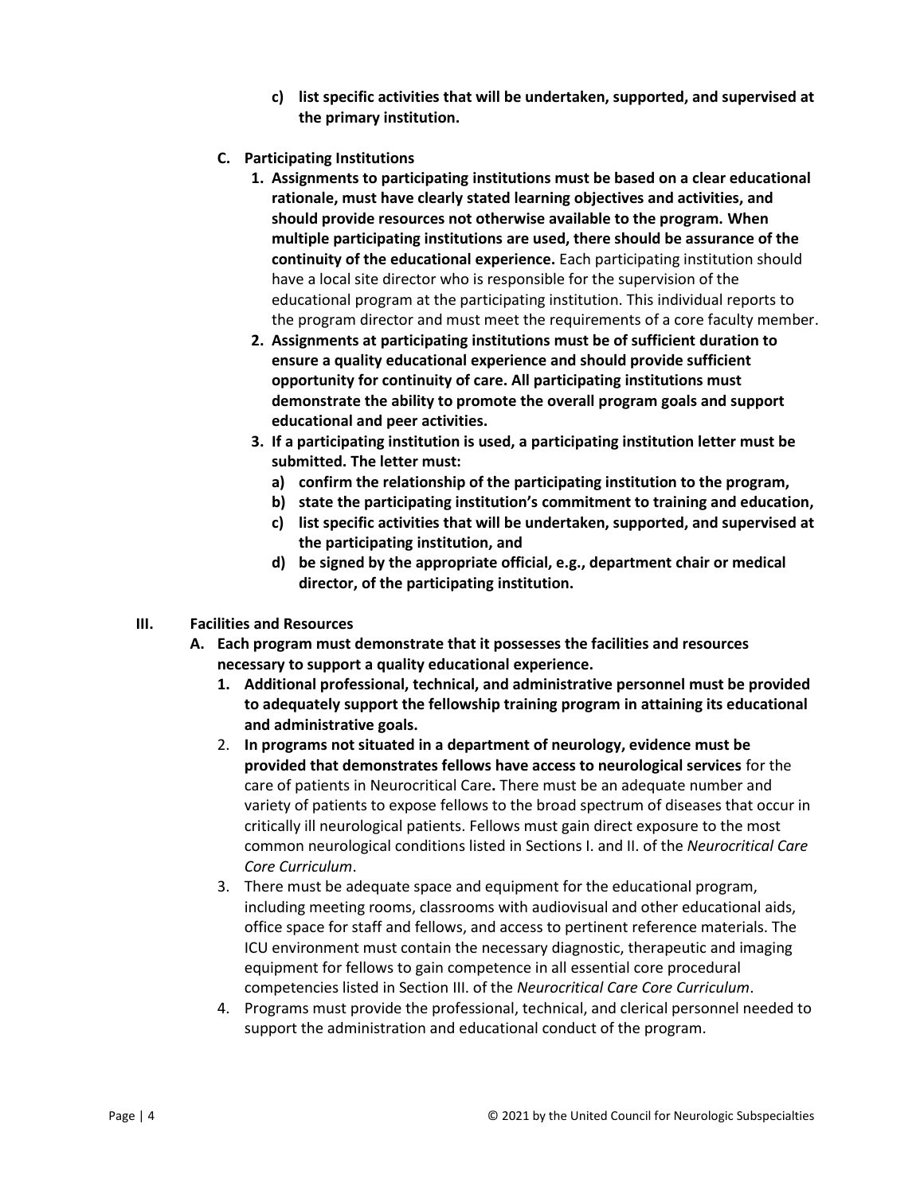c) **list specific activities that will be undertaken, supported, and supervised at the primary institution.**

**C. Participating Institutions**

1. **Assignments to participating institutions must be based on a clear educational rationale, must have clearly stated learning objectives and activities, and should provide resources not otherwise available to the program. When multiple participating institutions are used, there should be assurance of the continuity of the educational experience.** Each participating institution should have a local site director who is responsible for the supervision of the educational program at the participating institution. This individual reports to the program director and must meet the requirements of a core faculty member.
2. **Assignments at participating institutions must be of sufficient duration to ensure a quality educational experience and should provide sufficient opportunity for continuity of care. All participating institutions must demonstrate the ability to promote the overall program goals and support educational and peer activities.**
3. **If a participating institution is used, a participating institution letter must be submitted. The letter must:**
   a) **confirm the relationship of the participating institution to the program,**
   b) **state the participating institution's commitment to training and education,**
   c) **list specific activities that will be undertaken, supported, and supervised at the participating institution, and**
   d) **be signed by the appropriate official, e.g., department chair or medical director, of the participating institution.**

**III. Facilities and Resources**

**A. Each program must demonstrate that it possesses the facilities and resources necessary to support a quality educational experience.**

1. **Additional professional, technical, and administrative personnel must be provided to adequately support the fellowship training program in attaining its educational and administrative goals.**
2. **In programs not situated in a department of neurology, evidence must be provided that demonstrates fellows have access to neurological services** for the care of patients in Neurocritical Care**.** There must be an adequate number and variety of patients to expose fellows to the broad spectrum of diseases that occur in critically ill neurological patients. Fellows must gain direct exposure to the most common neurological conditions listed in Sections I. and II. of the *Neurocritical Care Core Curriculum*.
3. There must be adequate space and equipment for the educational program, including meeting rooms, classrooms with audiovisual and other educational aids, office space for staff and fellows, and access to pertinent reference materials. The ICU environment must contain the necessary diagnostic, therapeutic and imaging equipment for fellows to gain competence in all essential core procedural competencies listed in Section III. of the *Neurocritical Care Core Curriculum*.
4. Programs must provide the professional, technical, and clerical personnel needed to support the administration and educational conduct of the program.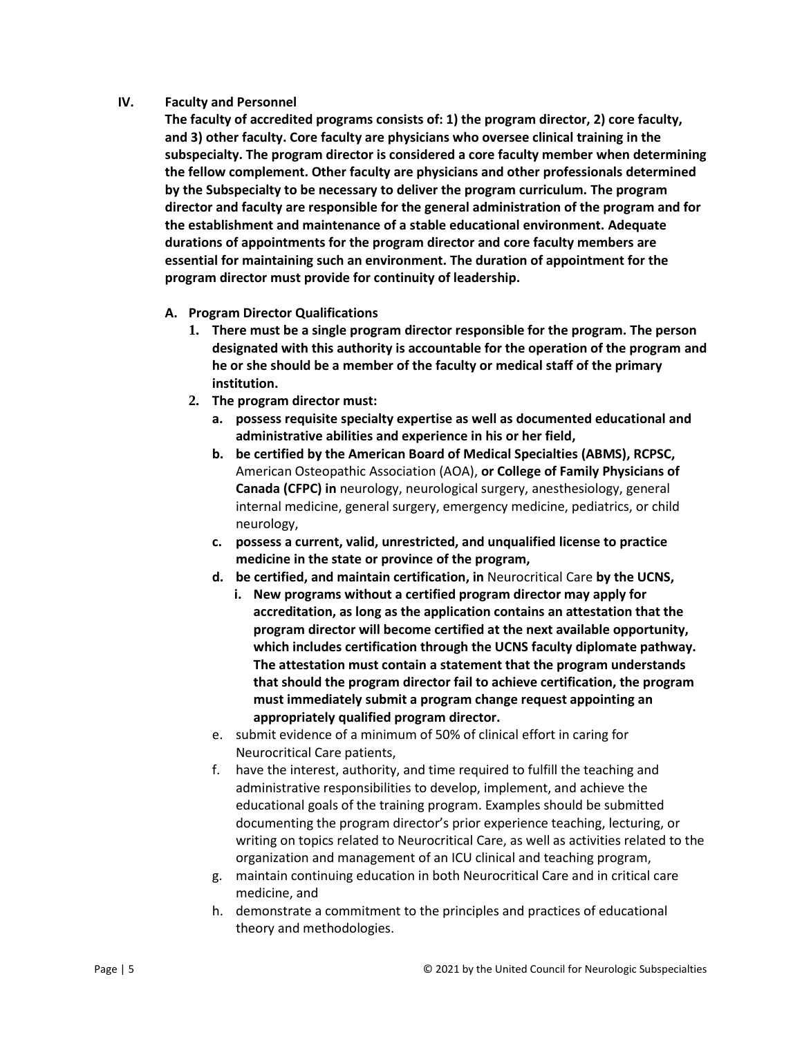## IV. Faculty and Personnel

**The faculty of accredited programs consists of: 1) the program director, 2) core faculty, and 3) other faculty. Core faculty are physicians who oversee clinical training in the subspecialty. The program director is considered a core faculty member when determining the fellow complement. Other faculty are physicians and other professionals determined by the Subspecialty to be necessary to deliver the program curriculum. The program director and faculty are responsible for the general administration of the program and for the establishment and maintenance of a stable educational environment. Adequate durations of appointments for the program director and core faculty members are essential for maintaining such an environment. The duration of appointment for the program director must provide for continuity of leadership.**

### A. Program Director Qualifications

1. **There must be a single program director responsible for the program. The person designated with this authority is accountable for the operation of the program and he or she should be a member of the faculty or medical staff of the primary institution.**
2. **The program director must:**
   a. **possess requisite specialty expertise as well as documented educational and administrative abilities and experience in his or her field,**
   b. **be certified by the American Board of Medical Specialties (ABMS), RCPSC,** American Osteopathic Association (AOA), **or College of Family Physicians of Canada (CFPC) in** neurology, neurological surgery, anesthesiology, general internal medicine, general surgery, emergency medicine, pediatrics, or child neurology,
   c. **possess a current, valid, unrestricted, and unqualified license to practice medicine in the state or province of the program,**
   d. **be certified, and maintain certification, in** Neurocritical Care **by the UCNS,**
      i. **New programs without a certified program director may apply for accreditation, as long as the application contains an attestation that the program director will become certified at the next available opportunity, which includes certification through the UCNS faculty diplomate pathway. The attestation must contain a statement that the program understands that should the program director fail to achieve certification, the program must immediately submit a program change request appointing an appropriately qualified program director.**
   e. submit evidence of a minimum of 50% of clinical effort in caring for Neurocritical Care patients,
   f. have the interest, authority, and time required to fulfill the teaching and administrative responsibilities to develop, implement, and achieve the educational goals of the training program. Examples should be submitted documenting the program director's prior experience teaching, lecturing, or writing on topics related to Neurocritical Care, as well as activities related to the organization and management of an ICU clinical and teaching program,
   g. maintain continuing education in both Neurocritical Care and in critical care medicine, and
   h. demonstrate a commitment to the principles and practices of educational theory and methodologies.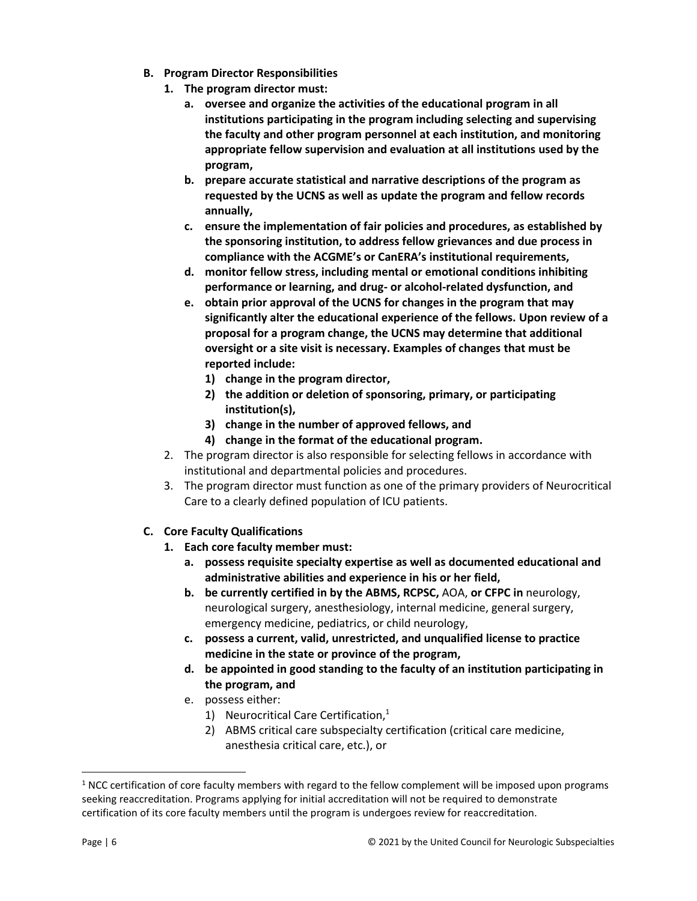**B. Program Director Responsibilities**

1. **The program director must:**
    a. **oversee and organize the activities of the educational program in all institutions participating in the program including selecting and supervising the faculty and other program personnel at each institution, and monitoring appropriate fellow supervision and evaluation at all institutions used by the program,**
    b. **prepare accurate statistical and narrative descriptions of the program as requested by the UCNS as well as update the program and fellow records annually,**
    c. **ensure the implementation of fair policies and procedures, as established by the sponsoring institution, to address fellow grievances and due process in compliance with the ACGME's or CanERA's institutional requirements,**
    d. **monitor fellow stress, including mental or emotional conditions inhibiting performance or learning, and drug- or alcohol-related dysfunction, and**
    e. **obtain prior approval of the UCNS for changes in the program that may significantly alter the educational experience of the fellows. Upon review of a proposal for a program change, the UCNS may determine that additional oversight or a site visit is necessary. Examples of changes that must be reported include:**
        1) **change in the program director,**
        2) **the addition or deletion of sponsoring, primary, or participating institution(s),**
        3) **change in the number of approved fellows, and**
        4) **change in the format of the educational program.**
2. The program director is also responsible for selecting fellows in accordance with institutional and departmental policies and procedures.
3. The program director must function as one of the primary providers of Neurocritical Care to a clearly defined population of ICU patients.

**C. Core Faculty Qualifications**

1. **Each core faculty member must:**
    a. **possess requisite specialty expertise as well as documented educational and administrative abilities and experience in his or her field,**
    b. **be currently certified in by the ABMS, RCPSC,** AOA, **or CFPC in** neurology, neurological surgery, anesthesiology, internal medicine, general surgery, emergency medicine, pediatrics, or child neurology,
    c. **possess a current, valid, unrestricted, and unqualified license to practice medicine in the state or province of the program,**
    d. **be appointed in good standing to the faculty of an institution participating in the program, and**
    e. possess either:
        1) Neurocritical Care Certification,[1]
        2) ABMS critical care subspecialty certification (critical care medicine, anesthesia critical care, etc.), or

[1] NCC certification of core faculty members with regard to the fellow complement will be imposed upon programs seeking reaccreditation. Programs applying for initial accreditation will not be required to demonstrate certification of its core faculty members until the program is undergoes review for reaccreditation.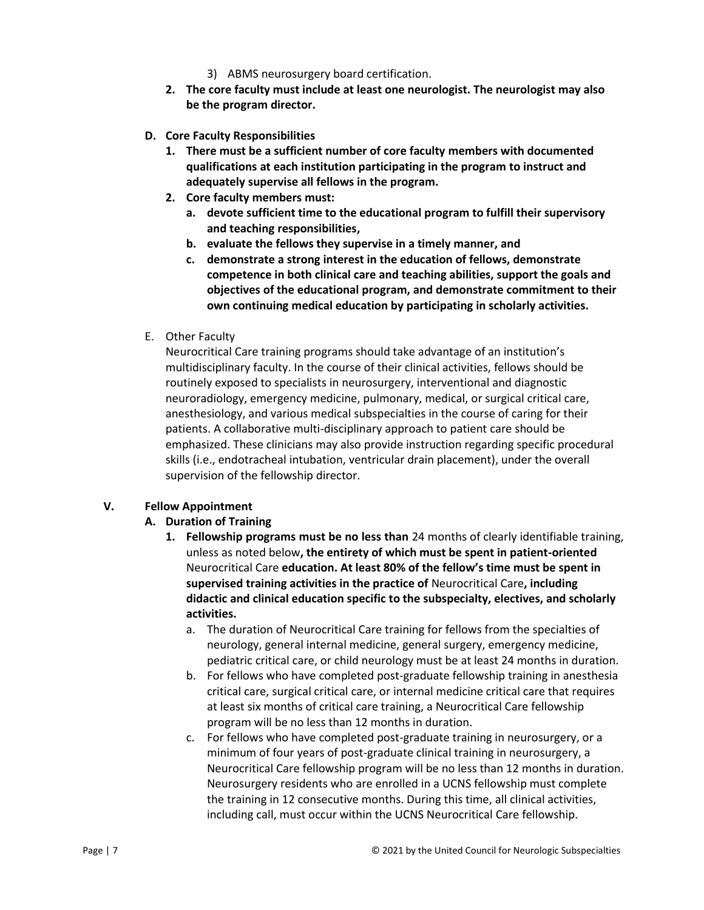3) ABMS neurosurgery board certification.

2. **The core faculty must include at least one neurologist. The neurologist may also be the program director.**

**D. Core Faculty Responsibilities**

1. **There must be a sufficient number of core faculty members with documented qualifications at each institution participating in the program to instruct and adequately supervise all fellows in the program.**
2. **Core faculty members must:**
   a. **devote sufficient time to the educational program to fulfill their supervisory and teaching responsibilities,**
   b. **evaluate the fellows they supervise in a timely manner, and**
   c. **demonstrate a strong interest in the education of fellows, demonstrate competence in both clinical care and teaching abilities, support the goals and objectives of the educational program, and demonstrate commitment to their own continuing medical education by participating in scholarly activities.**

E. Other Faculty

Neurocritical Care training programs should take advantage of an institution's multidisciplinary faculty. In the course of their clinical activities, fellows should be routinely exposed to specialists in neurosurgery, interventional and diagnostic neuroradiology, emergency medicine, pulmonary, medical, or surgical critical care, anesthesiology, and various medical subspecialties in the course of caring for their patients. A collaborative multi-disciplinary approach to patient care should be emphasized. These clinicians may also provide instruction regarding specific procedural skills (i.e., endotracheal intubation, ventricular drain placement), under the overall supervision of the fellowship director.

## V. Fellow Appointment

**A. Duration of Training**

1. **Fellowship programs must be no less than** 24 months of clearly identifiable training, unless as noted below**, the entirety of which must be spent in patient-oriented** Neurocritical Care **education. At least 80% of the fellow's time must be spent in supervised training activities in the practice of** Neurocritical Care**, including didactic and clinical education specific to the subspecialty, electives, and scholarly activities.**
   a. The duration of Neurocritical Care training for fellows from the specialties of neurology, general internal medicine, general surgery, emergency medicine, pediatric critical care, or child neurology must be at least 24 months in duration.
   b. For fellows who have completed post-graduate fellowship training in anesthesia critical care, surgical critical care, or internal medicine critical care that requires at least six months of critical care training, a Neurocritical Care fellowship program will be no less than 12 months in duration.
   c. For fellows who have completed post-graduate training in neurosurgery, or a minimum of four years of post-graduate clinical training in neurosurgery, a Neurocritical Care fellowship program will be no less than 12 months in duration. Neurosurgery residents who are enrolled in a UCNS fellowship must complete the training in 12 consecutive months. During this time, all clinical activities, including call, must occur within the UCNS Neurocritical Care fellowship.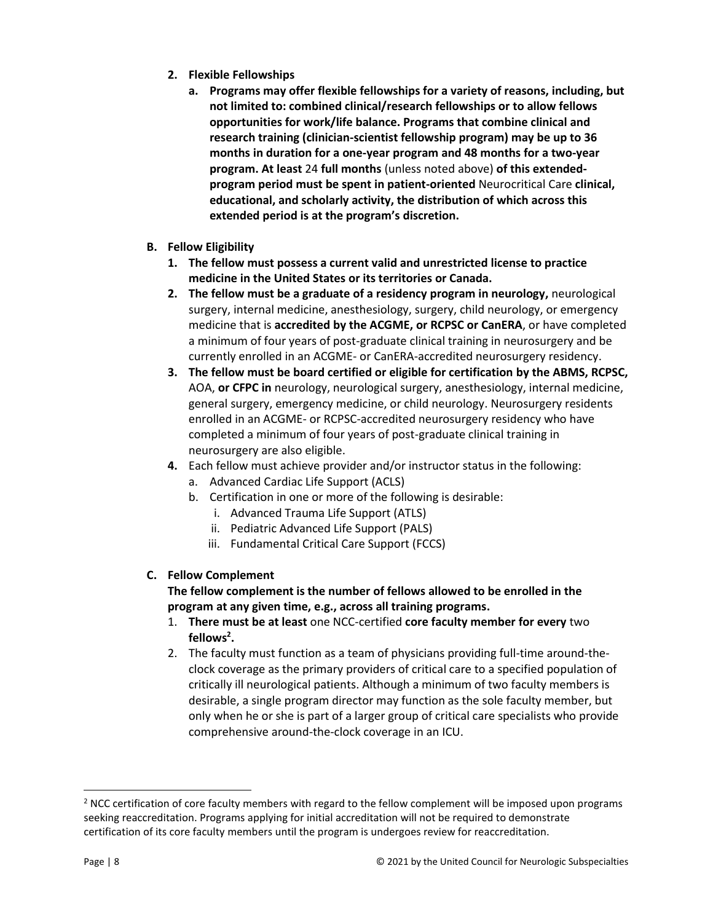2. **Flexible Fellowships**
    a. **Programs may offer flexible fellowships for a variety of reasons, including, but not limited to: combined clinical/research fellowships or to allow fellows opportunities for work/life balance. Programs that combine clinical and research training (clinician-scientist fellowship program) may be up to 36 months in duration for a one-year program and 48 months for a two-year program. At least** 24 **full months** (unless noted above) **of this extended-program period must be spent in patient-oriented** Neurocritical Care **clinical, educational, and scholarly activity, the distribution of which across this extended period is at the program's discretion.**

**B. Fellow Eligibility**

1. **The fellow must possess a current valid and unrestricted license to practice medicine in the United States or its territories or Canada.**
2. **The fellow must be a graduate of a residency program in neurology,** neurological surgery, internal medicine, anesthesiology, surgery, child neurology, or emergency medicine that is **accredited by the ACGME, or RCPSC or CanERA**, or have completed a minimum of four years of post-graduate clinical training in neurosurgery and be currently enrolled in an ACGME- or CanERA-accredited neurosurgery residency.
3. **The fellow must be board certified or eligible for certification by the ABMS, RCPSC,** AOA, **or CFPC in** neurology, neurological surgery, anesthesiology, internal medicine, general surgery, emergency medicine, or child neurology. Neurosurgery residents enrolled in an ACGME- or RCPSC-accredited neurosurgery residency who have completed a minimum of four years of post-graduate clinical training in neurosurgery are also eligible.
4. Each fellow must achieve provider and/or instructor status in the following:
    a. Advanced Cardiac Life Support (ACLS)
    b. Certification in one or more of the following is desirable:
        i. Advanced Trauma Life Support (ATLS)
        ii. Pediatric Advanced Life Support (PALS)
        iii. Fundamental Critical Care Support (FCCS)

**C. Fellow Complement**

**The fellow complement is the number of fellows allowed to be enrolled in the program at any given time, e.g., across all training programs.**

1. **There must be at least** one NCC-certified **core faculty member for every** two **fellows**[2]**.**
2. The faculty must function as a team of physicians providing full-time around-the-clock coverage as the primary providers of critical care to a specified population of critically ill neurological patients. Although a minimum of two faculty members is desirable, a single program director may function as the sole faculty member, but only when he or she is part of a larger group of critical care specialists who provide comprehensive around-the-clock coverage in an ICU.

---

[2] NCC certification of core faculty members with regard to the fellow complement will be imposed upon programs seeking reaccreditation. Programs applying for initial accreditation will not be required to demonstrate certification of its core faculty members until the program is undergoes review for reaccreditation.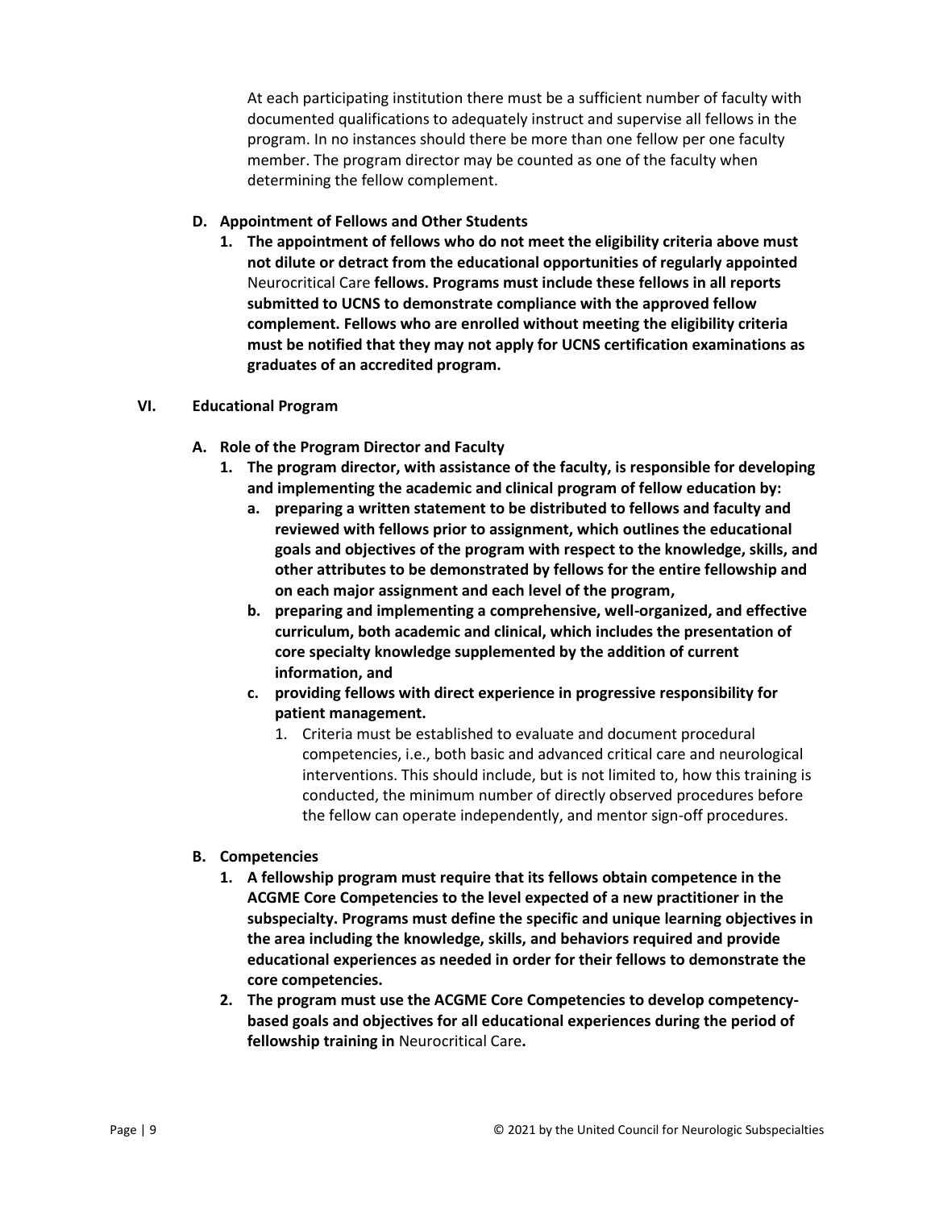At each participating institution there must be a sufficient number of faculty with documented qualifications to adequately instruct and supervise all fellows in the program. In no instances should there be more than one fellow per one faculty member. The program director may be counted as one of the faculty when determining the fellow complement.

**D. Appointment of Fellows and Other Students**

1. **The appointment of fellows who do not meet the eligibility criteria above must not dilute or detract from the educational opportunities of regularly appointed** Neurocritical Care **fellows. Programs must include these fellows in all reports submitted to UCNS to demonstrate compliance with the approved fellow complement. Fellows who are enrolled without meeting the eligibility criteria must be notified that they may not apply for UCNS certification examinations as graduates of an accredited program.**

## VI. Educational Program

**A. Role of the Program Director and Faculty**

1. **The program director, with assistance of the faculty, is responsible for developing and implementing the academic and clinical program of fellow education by:**
   a. **preparing a written statement to be distributed to fellows and faculty and reviewed with fellows prior to assignment, which outlines the educational goals and objectives of the program with respect to the knowledge, skills, and other attributes to be demonstrated by fellows for the entire fellowship and on each major assignment and each level of the program,**
   b. **preparing and implementing a comprehensive, well-organized, and effective curriculum, both academic and clinical, which includes the presentation of core specialty knowledge supplemented by the addition of current information, and**
   c. **providing fellows with direct experience in progressive responsibility for patient management.**
      1. Criteria must be established to evaluate and document procedural competencies, i.e., both basic and advanced critical care and neurological interventions. This should include, but is not limited to, how this training is conducted, the minimum number of directly observed procedures before the fellow can operate independently, and mentor sign-off procedures.

**B. Competencies**

1. **A fellowship program must require that its fellows obtain competence in the ACGME Core Competencies to the level expected of a new practitioner in the subspecialty. Programs must define the specific and unique learning objectives in the area including the knowledge, skills, and behaviors required and provide educational experiences as needed in order for their fellows to demonstrate the core competencies.**
2. **The program must use the ACGME Core Competencies to develop competency-based goals and objectives for all educational experiences during the period of fellowship training in** Neurocritical Care**.**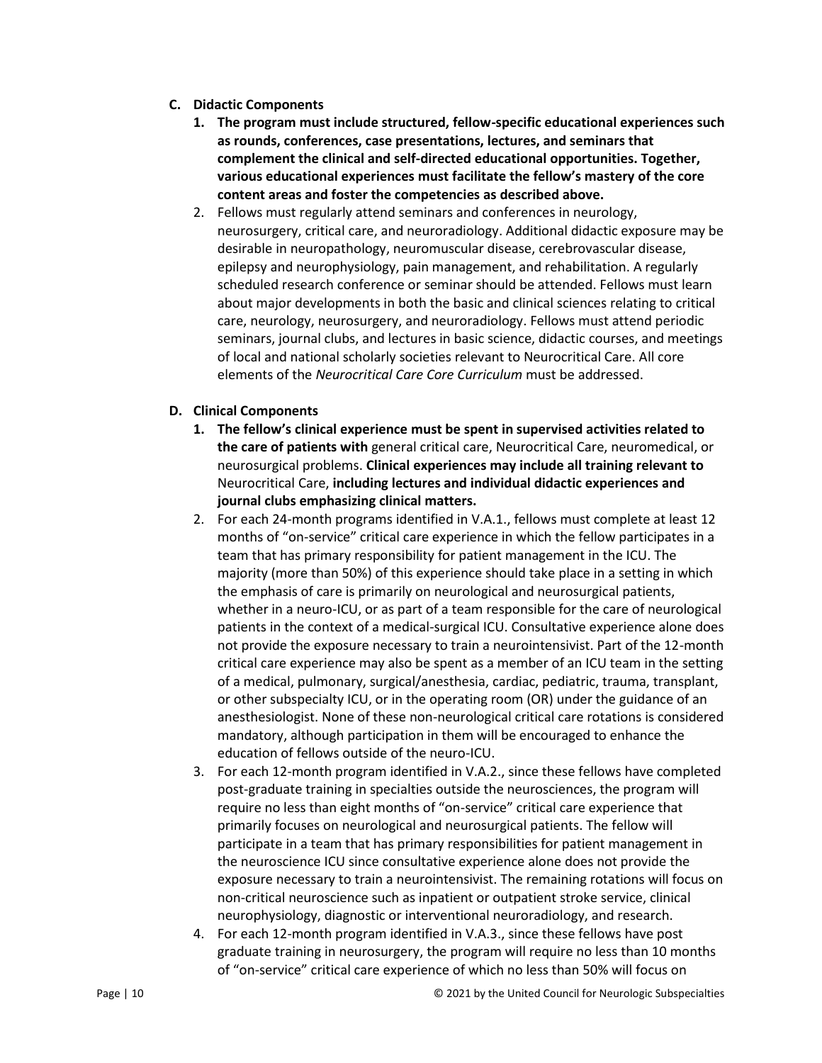**C. Didactic Components**

1. **The program must include structured, fellow-specific educational experiences such as rounds, conferences, case presentations, lectures, and seminars that complement the clinical and self-directed educational opportunities. Together, various educational experiences must facilitate the fellow's mastery of the core content areas and foster the competencies as described above.**
2. Fellows must regularly attend seminars and conferences in neurology, neurosurgery, critical care, and neuroradiology. Additional didactic exposure may be desirable in neuropathology, neuromuscular disease, cerebrovascular disease, epilepsy and neurophysiology, pain management, and rehabilitation. A regularly scheduled research conference or seminar should be attended. Fellows must learn about major developments in both the basic and clinical sciences relating to critical care, neurology, neurosurgery, and neuroradiology. Fellows must attend periodic seminars, journal clubs, and lectures in basic science, didactic courses, and meetings of local and national scholarly societies relevant to Neurocritical Care. All core elements of the *Neurocritical Care Core Curriculum* must be addressed.

**D. Clinical Components**

1. **The fellow's clinical experience must be spent in supervised activities related to the care of patients with** general critical care, Neurocritical Care, neuromedical, or neurosurgical problems. **Clinical experiences may include all training relevant to** Neurocritical Care, **including lectures and individual didactic experiences and journal clubs emphasizing clinical matters.**
2. For each 24-month programs identified in V.A.1., fellows must complete at least 12 months of "on-service" critical care experience in which the fellow participates in a team that has primary responsibility for patient management in the ICU. The majority (more than 50%) of this experience should take place in a setting in which the emphasis of care is primarily on neurological and neurosurgical patients, whether in a neuro-ICU, or as part of a team responsible for the care of neurological patients in the context of a medical-surgical ICU. Consultative experience alone does not provide the exposure necessary to train a neurointensivist. Part of the 12-month critical care experience may also be spent as a member of an ICU team in the setting of a medical, pulmonary, surgical/anesthesia, cardiac, pediatric, trauma, transplant, or other subspecialty ICU, or in the operating room (OR) under the guidance of an anesthesiologist. None of these non-neurological critical care rotations is considered mandatory, although participation in them will be encouraged to enhance the education of fellows outside of the neuro-ICU.
3. For each 12-month program identified in V.A.2., since these fellows have completed post-graduate training in specialties outside the neurosciences, the program will require no less than eight months of "on-service" critical care experience that primarily focuses on neurological and neurosurgical patients. The fellow will participate in a team that has primary responsibilities for patient management in the neuroscience ICU since consultative experience alone does not provide the exposure necessary to train a neurointensivist. The remaining rotations will focus on non-critical neuroscience such as inpatient or outpatient stroke service, clinical neurophysiology, diagnostic or interventional neuroradiology, and research.
4. For each 12-month program identified in V.A.3., since these fellows have post graduate training in neurosurgery, the program will require no less than 10 months of "on-service" critical care experience of which no less than 50% will focus on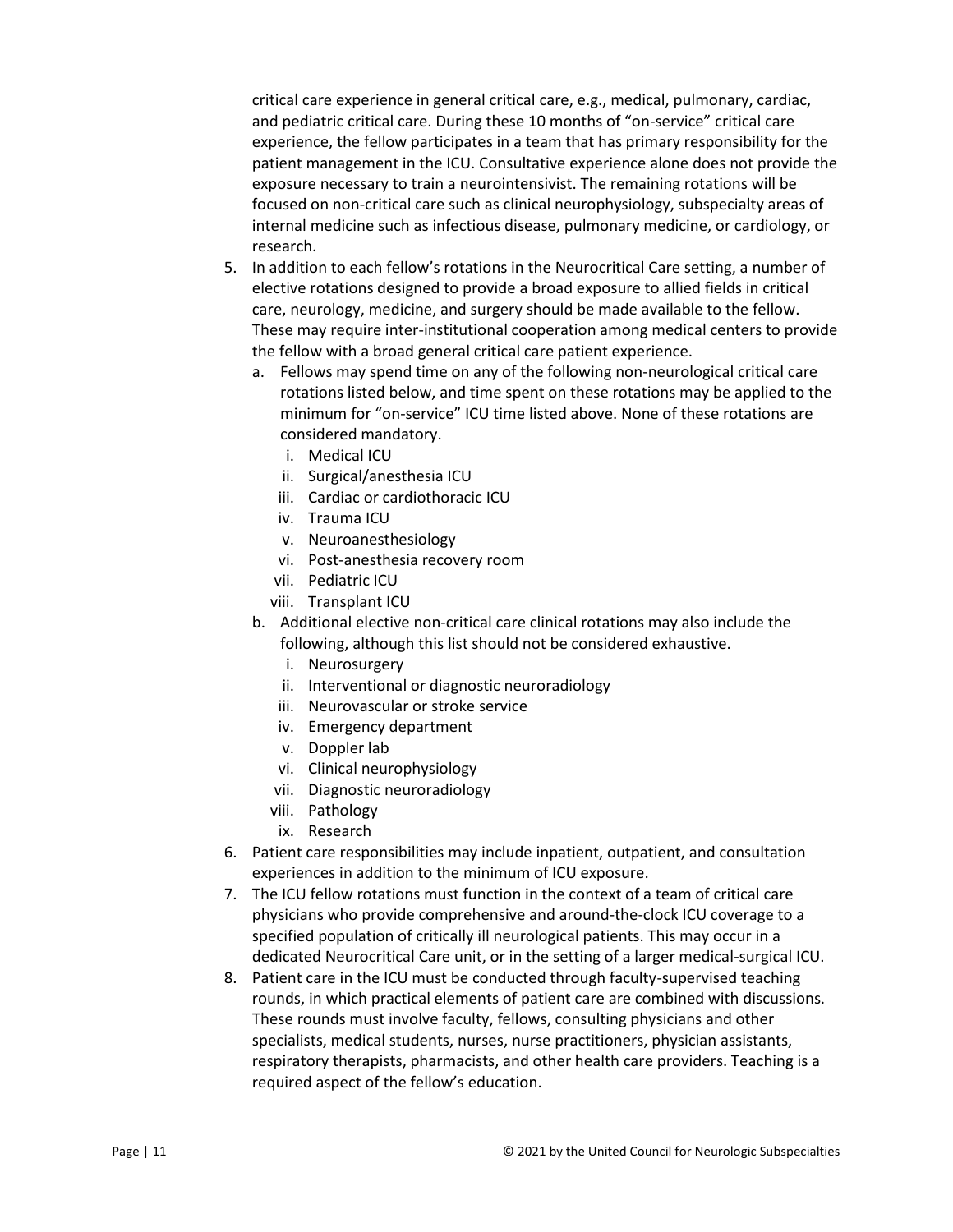critical care experience in general critical care, e.g., medical, pulmonary, cardiac, and pediatric critical care. During these 10 months of "on-service" critical care experience, the fellow participates in a team that has primary responsibility for the patient management in the ICU. Consultative experience alone does not provide the exposure necessary to train a neurointensivist. The remaining rotations will be focused on non-critical care such as clinical neurophysiology, subspecialty areas of internal medicine such as infectious disease, pulmonary medicine, or cardiology, or research.

5. In addition to each fellow's rotations in the Neurocritical Care setting, a number of elective rotations designed to provide a broad exposure to allied fields in critical care, neurology, medicine, and surgery should be made available to the fellow. These may require inter-institutional cooperation among medical centers to provide the fellow with a broad general critical care patient experience.
   a. Fellows may spend time on any of the following non-neurological critical care rotations listed below, and time spent on these rotations may be applied to the minimum for "on-service" ICU time listed above. None of these rotations are considered mandatory.
      i. Medical ICU
      ii. Surgical/anesthesia ICU
      iii. Cardiac or cardiothoracic ICU
      iv. Trauma ICU
      v. Neuroanesthesiology
      vi. Post-anesthesia recovery room
      vii. Pediatric ICU
      viii. Transplant ICU
   b. Additional elective non-critical care clinical rotations may also include the following, although this list should not be considered exhaustive.
      i. Neurosurgery
      ii. Interventional or diagnostic neuroradiology
      iii. Neurovascular or stroke service
      iv. Emergency department
      v. Doppler lab
      vi. Clinical neurophysiology
      vii. Diagnostic neuroradiology
      viii. Pathology
      ix. Research
6. Patient care responsibilities may include inpatient, outpatient, and consultation experiences in addition to the minimum of ICU exposure.
7. The ICU fellow rotations must function in the context of a team of critical care physicians who provide comprehensive and around-the-clock ICU coverage to a specified population of critically ill neurological patients. This may occur in a dedicated Neurocritical Care unit, or in the setting of a larger medical-surgical ICU.
8. Patient care in the ICU must be conducted through faculty-supervised teaching rounds, in which practical elements of patient care are combined with discussions. These rounds must involve faculty, fellows, consulting physicians and other specialists, medical students, nurses, nurse practitioners, physician assistants, respiratory therapists, pharmacists, and other health care providers. Teaching is a required aspect of the fellow's education.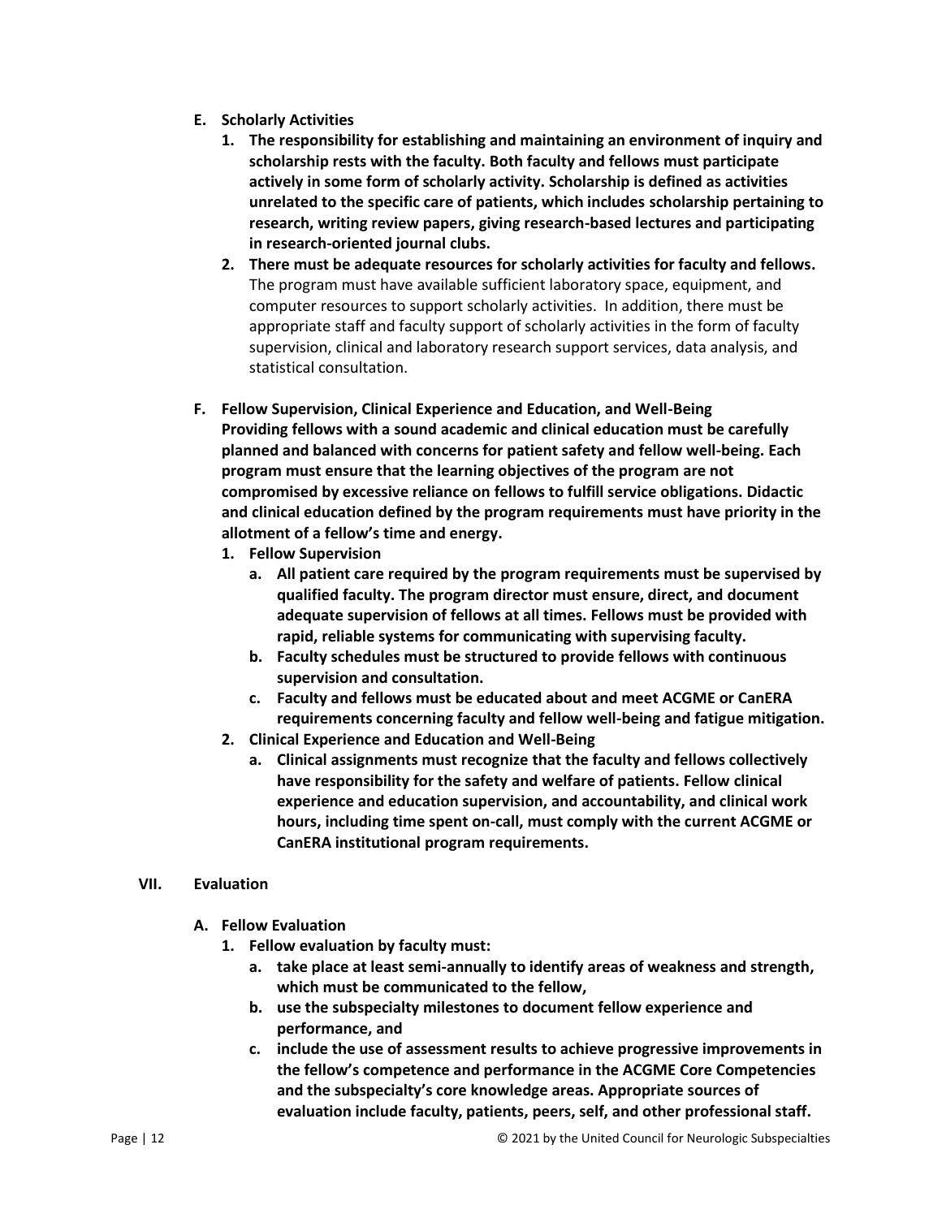- **E. Scholarly Activities**
    1. **The responsibility for establishing and maintaining an environment of inquiry and scholarship rests with the faculty. Both faculty and fellows must participate actively in some form of scholarly activity. Scholarship is defined as activities unrelated to the specific care of patients, which includes scholarship pertaining to research, writing review papers, giving research-based lectures and participating in research-oriented journal clubs.**
    2. **There must be adequate resources for scholarly activities for faculty and fellows.** The program must have available sufficient laboratory space, equipment, and computer resources to support scholarly activities. In addition, there must be appropriate staff and faculty support of scholarly activities in the form of faculty supervision, clinical and laboratory research support services, data analysis, and statistical consultation.

- **F. Fellow Supervision, Clinical Experience and Education, and Well-Being**
  **Providing fellows with a sound academic and clinical education must be carefully planned and balanced with concerns for patient safety and fellow well-being. Each program must ensure that the learning objectives of the program are not compromised by excessive reliance on fellows to fulfill service obligations. Didactic and clinical education defined by the program requirements must have priority in the allotment of a fellow's time and energy.**
    1. **Fellow Supervision**
        - a. **All patient care required by the program requirements must be supervised by qualified faculty. The program director must ensure, direct, and document adequate supervision of fellows at all times. Fellows must be provided with rapid, reliable systems for communicating with supervising faculty.**
        - b. **Faculty schedules must be structured to provide fellows with continuous supervision and consultation.**
        - c. **Faculty and fellows must be educated about and meet ACGME or CanERA requirements concerning faculty and fellow well-being and fatigue mitigation.**
    2. **Clinical Experience and Education and Well-Being**
        - a. **Clinical assignments must recognize that the faculty and fellows collectively have responsibility for the safety and welfare of patients. Fellow clinical experience and education supervision, and accountability, and clinical work hours, including time spent on-call, must comply with the current ACGME or CanERA institutional program requirements.**

## VII. Evaluation

- **A. Fellow Evaluation**
    1. **Fellow evaluation by faculty must:**
        - a. **take place at least semi-annually to identify areas of weakness and strength, which must be communicated to the fellow,**
        - b. **use the subspecialty milestones to document fellow experience and performance, and**
        - c. **include the use of assessment results to achieve progressive improvements in the fellow's competence and performance in the ACGME Core Competencies and the subspecialty's core knowledge areas. Appropriate sources of evaluation include faculty, patients, peers, self, and other professional staff.**

© 2021 by the United Council for Neurologic Subspecialties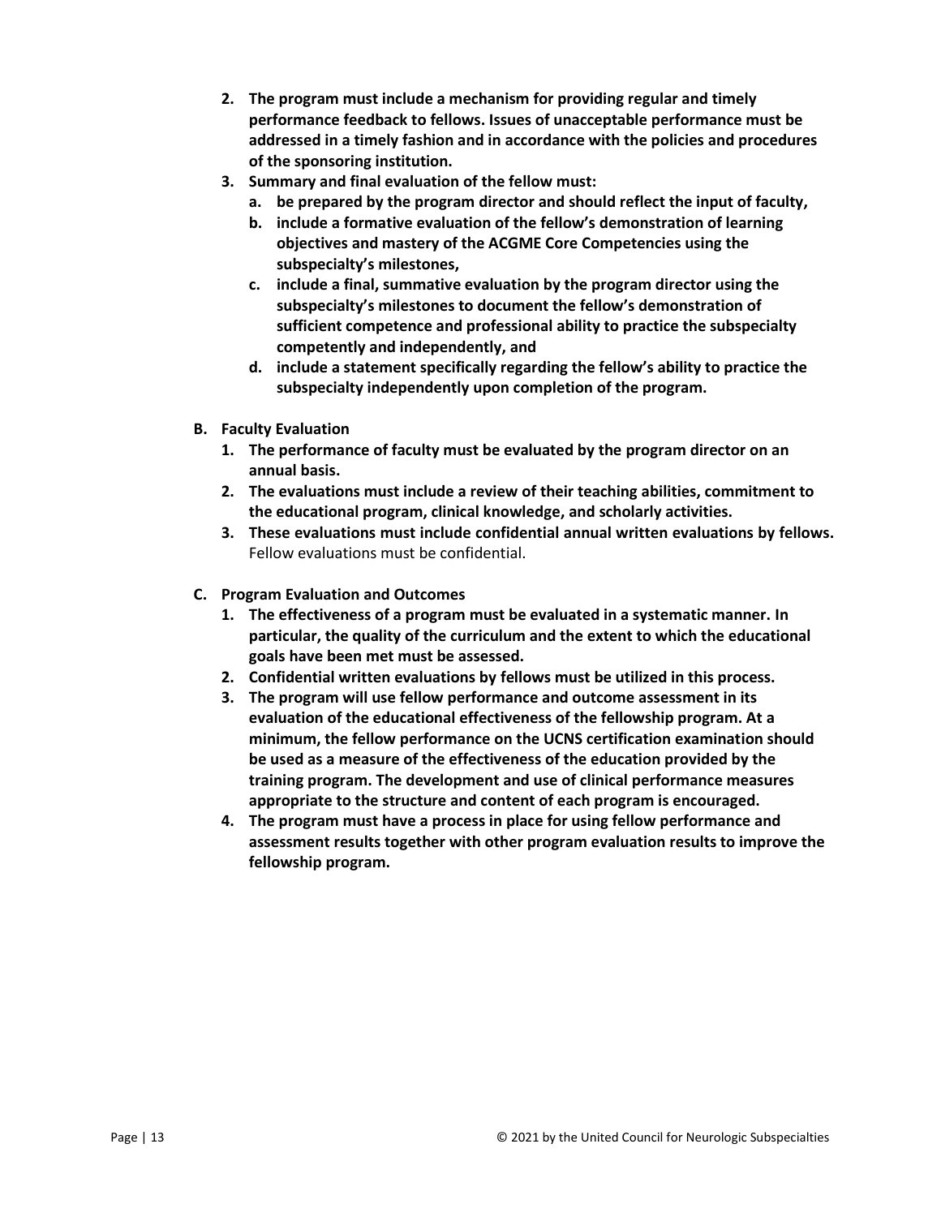2. **The program must include a mechanism for providing regular and timely performance feedback to fellows. Issues of unacceptable performance must be addressed in a timely fashion and in accordance with the policies and procedures of the sponsoring institution.**
3. **Summary and final evaluation of the fellow must:**
   a. **be prepared by the program director and should reflect the input of faculty,**
   b. **include a formative evaluation of the fellow's demonstration of learning objectives and mastery of the ACGME Core Competencies using the subspecialty's milestones,**
   c. **include a final, summative evaluation by the program director using the subspecialty's milestones to document the fellow's demonstration of sufficient competence and professional ability to practice the subspecialty competently and independently, and**
   d. **include a statement specifically regarding the fellow's ability to practice the subspecialty independently upon completion of the program.**

**B. Faculty Evaluation**

1. **The performance of faculty must be evaluated by the program director on an annual basis.**
2. **The evaluations must include a review of their teaching abilities, commitment to the educational program, clinical knowledge, and scholarly activities.**
3. **These evaluations must include confidential annual written evaluations by fellows.** Fellow evaluations must be confidential.

**C. Program Evaluation and Outcomes**

1. **The effectiveness of a program must be evaluated in a systematic manner. In particular, the quality of the curriculum and the extent to which the educational goals have been met must be assessed.**
2. **Confidential written evaluations by fellows must be utilized in this process.**
3. **The program will use fellow performance and outcome assessment in its evaluation of the educational effectiveness of the fellowship program. At a minimum, the fellow performance on the UCNS certification examination should be used as a measure of the effectiveness of the education provided by the training program. The development and use of clinical performance measures appropriate to the structure and content of each program is encouraged.**
4. **The program must have a process in place for using fellow performance and assessment results together with other program evaluation results to improve the fellowship program.**